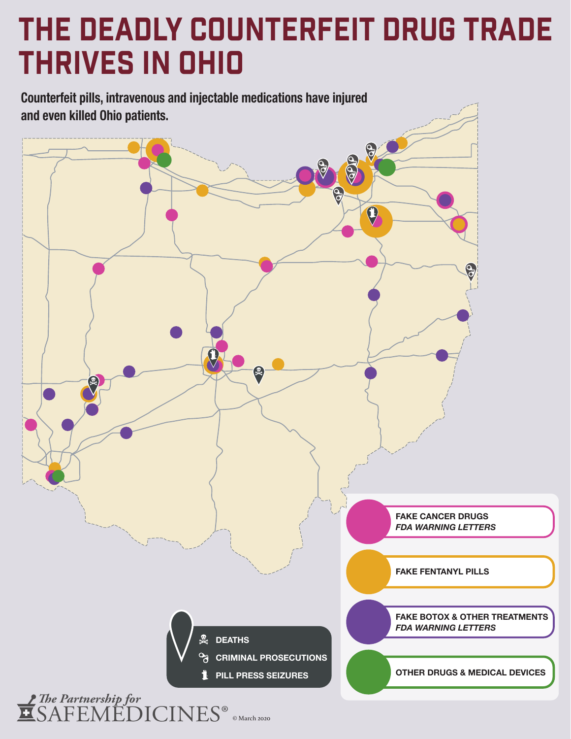# THE DEADLY COUNTERFEIT DRUG TRADE THRIVES IN OHIO

**Counterfeit pills, intravenous and injectable medications have injured and even killed Ohio patients.**

- FAKE CANCER DRUGS *FDA WARNING LETTERS*
- FAKE FENTANYL PILLS
- FAKE BOTOX & OTHER TREATMENTS *FDA WARNING LETTERS*
- OTHER DRUGS & MEDICAL DEVICES

- DEATHS
- CRIMINAL PROSECUTIONS
- PILL PRESS SEIZURES

The Partnership for SAFEMEDICINES® © March 2020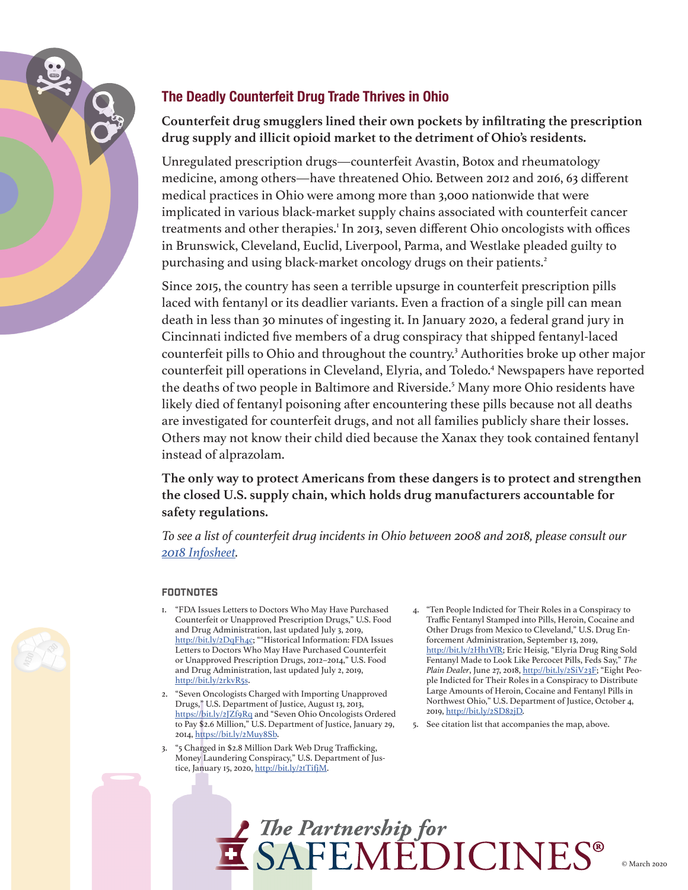## The Deadly Counterfeit Drug Trade Thrives in Ohio

**Counterfeit drug smugglers lined their own pockets by infiltrating the prescription drug supply and illicit opioid market to the detriment of Ohio's residents.**

Unregulated prescription drugs—counterfeit Avastin, Botox and rheumatology medicine, among others—have threatened Ohio. Between 2012 and 2016, 63 different medical practices in Ohio were among more than 3,000 nationwide that were implicated in various black-market supply chains associated with counterfeit cancer treatments and other therapies.[1] In 2013, seven different Ohio oncologists with offices in Brunswick, Cleveland, Euclid, Liverpool, Parma, and Westlake pleaded guilty to purchasing and using black-market oncology drugs on their patients.[2]

Since 2015, the country has seen a terrible upsurge in counterfeit prescription pills laced with fentanyl or its deadlier variants. Even a fraction of a single pill can mean death in less than 30 minutes of ingesting it. In January 2020, a federal grand jury in Cincinnati indicted five members of a drug conspiracy that shipped fentanyl-laced counterfeit pills to Ohio and throughout the country.[3] Authorities broke up other major counterfeit pill operations in Cleveland, Elyria, and Toledo.[4] Newspapers have reported the deaths of two people in Baltimore and Riverside.[5] Many more Ohio residents have likely died of fentanyl poisoning after encountering these pills because not all deaths are investigated for counterfeit drugs, and not all families publicly share their losses. Others may not know their child died because the Xanax they took contained fentanyl instead of alprazolam.

**The only way to protect Americans from these dangers is to protect and strengthen the closed U.S. supply chain, which holds drug manufacturers accountable for safety regulations.**

*To see a list of counterfeit drug incidents in Ohio between 2008 and 2018, please consult our [2018 Infosheet](2018 Infosheet).*

### FOOTNOTES

1. "FDA Issues Letters to Doctors Who May Have Purchased Counterfeit or Unapproved Prescription Drugs," U.S. Food and Drug Administration, last updated July 3, 2019, http://bit.ly/2DqFh4c; ""Historical Information: FDA Issues Letters to Doctors Who May Have Purchased Counterfeit or Unapproved Prescription Drugs, 2012–2014," U.S. Food and Drug Administration, last updated July 2, 2019, http://bit.ly/2rkvR5s.
2. "Seven Oncologists Charged with Importing Unapproved Drugs," U.S. Department of Justice, August 13, 2013, https://bit.ly/2JZf9Rq and "Seven Ohio Oncologists Ordered to Pay $2.6 Million," U.S. Department of Justice, January 29, 2014, https://bit.ly/2Muy8Sb.
3. "5 Charged in $2.8 Million Dark Web Drug Trafficking, Money Laundering Conspiracy," U.S. Department of Justice, January 15, 2020, http://bit.ly/2tTifjM.
4. "Ten People Indicted for Their Roles in a Conspiracy to Traffic Fentanyl Stamped into Pills, Heroin, Cocaine and Other Drugs from Mexico to Cleveland," U.S. Drug Enforcement Administration, September 13, 2019, http://bit.ly/2Hh1VfR; Eric Heisig, "Elyria Drug Ring Sold Fentanyl Made to Look Like Percocet Pills, Feds Say," *The Plain Dealer*, June 27, 2018, http://bit.ly/2SiV23F; "Eight People Indicted for Their Roles in a Conspiracy to Distribute Large Amounts of Heroin, Cocaine and Fentanyl Pills in Northwest Ohio," U.S. Department of Justice, October 4, 2019, http://bit.ly/2SD82jD.
5. See citation list that accompanies the map, above.

The Partnership for SAFEMEDICINES®

© March 2020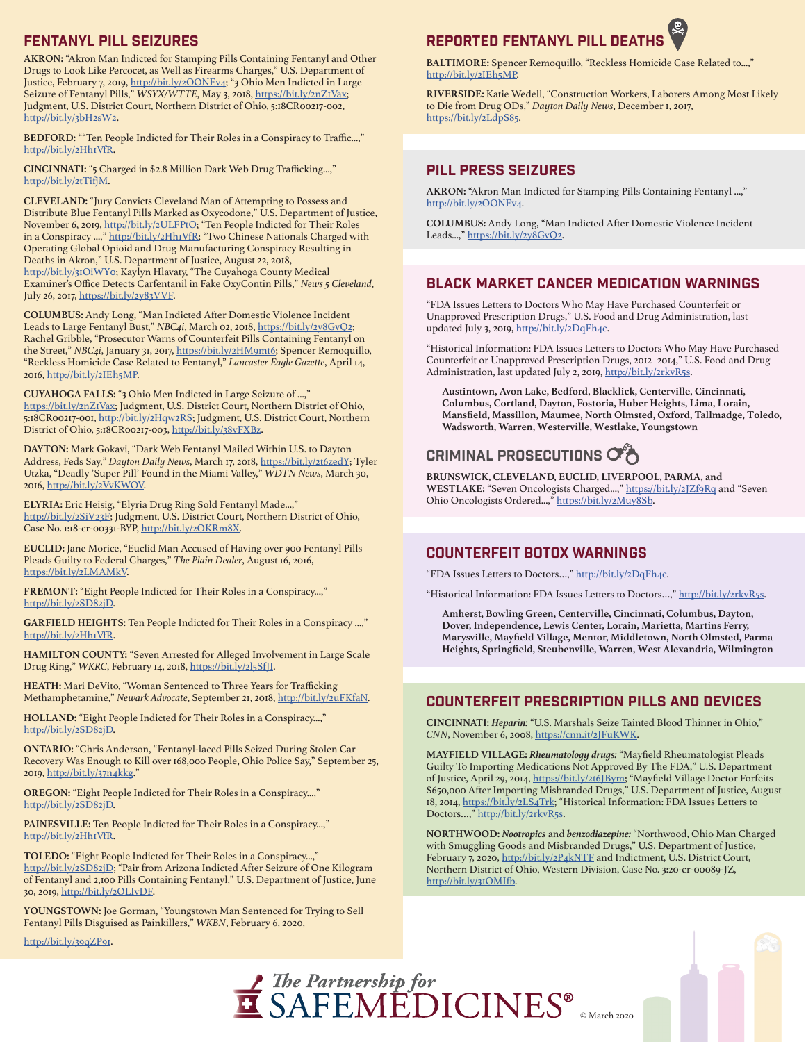## FENTANYL PILL SEIZURES

**AKRON:** "Akron Man Indicted for Stamping Pills Containing Fentanyl and Other Drugs to Look Like Percocet, as Well as Firearms Charges," U.S. Department of Justice, February 7, 2019, http://bit.ly/2OONEv4; "3 Ohio Men Indicted in Large Seizure of Fentanyl Pills," *WSYX/WTTE*, May 3, 2018, https://bit.ly/2nZ1Vax; Judgment, U.S. District Court, Northern District of Ohio, 5:18CR00217-002, http://bit.ly/3bH2sW2.

**BEDFORD:** ""Ten People Indicted for Their Roles in a Conspiracy to Traffic...," http://bit.ly/2Hh1VfR.

**CINCINNATI:** "5 Charged in $2.8 Million Dark Web Drug Trafficking...," http://bit.ly/2tTifjM.

**CLEVELAND:** "Jury Convicts Cleveland Man of Attempting to Possess and Distribute Blue Fentanyl Pills Marked as Oxycodone," U.S. Department of Justice, November 6, 2019, http://bit.ly/2ULFPtO; "Ten People Indicted for Their Roles in a Conspiracy ...," http://bit.ly/2Hh1VfR; "Two Chinese Nationals Charged with Operating Global Opioid and Drug Manufacturing Conspiracy Resulting in Deaths in Akron," U.S. Department of Justice, August 22, 2018, http://bit.ly/31OiWYo; Kaylyn Hlavaty, "The Cuyahoga County Medical Examiner's Office Detects Carfentanil in Fake OxyContin Pills," *News 5 Cleveland*, July 26, 2017, https://bit.ly/2y83VVF.

**COLUMBUS:** Andy Long, "Man Indicted After Domestic Violence Incident Leads to Large Fentanyl Bust," *NBC4i*, March 02, 2018, https://bit.ly/2y8GvQ2; Rachel Gribble, "Prosecutor Warns of Counterfeit Pills Containing Fentanyl on the Street," *NBC4i*, January 31, 2017, https://bit.ly/2HM9mt6; Spencer Remoquillo, "Reckless Homicide Case Related to Fentanyl," *Lancaster Eagle Gazette*, April 14, 2016, http://bit.ly/2IEh5MP.

**CUYAHOGA FALLS:** "3 Ohio Men Indicted in Large Seizure of ...," https://bit.ly/2nZ1Vax; Judgment, U.S. District Court, Northern District of Ohio, 5:18CR00217-001, http://bit.ly/2Hqw2RS; Judgment, U.S. District Court, Northern District of Ohio, 5:18CR00217-003, http://bit.ly/38vFXBz.

**DAYTON:** Mark Gokavi, "Dark Web Fentanyl Mailed Within U.S. to Dayton Address, Feds Say," *Dayton Daily News*, March 17, 2018, https://bit.ly/2t6zedY; Tyler Utzka, "Deadly 'Super Pill' Found in the Miami Valley," *WDTN News*, March 30, 2016, http://bit.ly/2VvKWOV.

**ELYRIA:** Eric Heisig, "Elyria Drug Ring Sold Fentanyl Made...," http://bit.ly/2SiV23F; Judgment, U.S. District Court, Northern District of Ohio, Case No. 1:18-cr-00331-BYP, http://bit.ly/2OKRm8X.

**EUCLID:** Jane Morice, "Euclid Man Accused of Having over 900 Fentanyl Pills Pleads Guilty to Federal Charges," *The Plain Dealer*, August 16, 2016, https://bit.ly/2LMAMkV.

**FREMONT:** "Eight People Indicted for Their Roles in a Conspiracy...," http://bit.ly/2SD82jD.

**GARFIELD HEIGHTS:** Ten People Indicted for Their Roles in a Conspiracy ...," http://bit.ly/2Hh1VfR.

**HAMILTON COUNTY:** "Seven Arrested for Alleged Involvement in Large Scale Drug Ring," *WKRC*, February 14, 2018, https://bit.ly/2l5SfJI.

**HEATH:** Mari DeVito, "Woman Sentenced to Three Years for Trafficking Methamphetamine," *Newark Advocate*, September 21, 2018, http://bit.ly/2uFKfaN.

**HOLLAND:** "Eight People Indicted for Their Roles in a Conspiracy...," http://bit.ly/2SD82jD.

**ONTARIO:** "Chris Anderson, "Fentanyl-laced Pills Seized During Stolen Car Recovery Was Enough to Kill over 168,000 People, Ohio Police Say," September 25, 2019, http://bit.ly/37n4kkg.

**OREGON:** "Eight People Indicted for Their Roles in a Conspiracy...," http://bit.ly/2SD82jD.

**PAINESVILLE:** Ten People Indicted for Their Roles in a Conspiracy...," http://bit.ly/2Hh1VfR.

**TOLEDO:** "Eight People Indicted for Their Roles in a Conspiracy...," http://bit.ly/2SD82jD; "Pair from Arizona Indicted After Seizure of One Kilogram of Fentanyl and 2,100 Pills Containing Fentanyl," U.S. Department of Justice, June 30, 2019, http://bit.ly/2OLIvDF.

**YOUNGSTOWN:** Joe Gorman, "Youngstown Man Sentenced for Trying to Sell Fentanyl Pills Disguised as Painkillers," *WKBN*, February 6, 2020, http://bit.ly/39qZP91.

## REPORTED FENTANYL PILL DEATHS

**BALTIMORE:** Spencer Remoquillo, "Reckless Homicide Case Related to...," http://bit.ly/2IEh5MP.

**RIVERSIDE:** Katie Wedell, "Construction Workers, Laborers Among Most Likely to Die from Drug ODs," *Dayton Daily News*, December 1, 2017, https://bit.ly/2LdpS85.

## PILL PRESS SEIZURES

**AKRON:** "Akron Man Indicted for Stamping Pills Containing Fentanyl ...," http://bit.ly/2OONEv4.

**COLUMBUS:** Andy Long, "Man Indicted After Domestic Violence Incident Leads...," https://bit.ly/2y8GvQ2.

## BLACK MARKET CANCER MEDICATION WARNINGS

"FDA Issues Letters to Doctors Who May Have Purchased Counterfeit or Unapproved Prescription Drugs," U.S. Food and Drug Administration, last updated July 3, 2019, http://bit.ly/2DqFh4c.

"Historical Information: FDA Issues Letters to Doctors Who May Have Purchased Counterfeit or Unapproved Prescription Drugs, 2012–2014," U.S. Food and Drug Administration, last updated July 2, 2019, http://bit.ly/2rkvR5s.

**Austintown, Avon Lake, Bedford, Blacklick, Centerville, Cincinnati, Columbus, Cortland, Dayton, Fostoria, Huber Heights, Lima, Lorain, Mansfield, Massillon, Maumee, North Olmsted, Oxford, Tallmadge, Toledo, Wadsworth, Warren, Westerville, Westlake, Youngstown**

## CRIMINAL PROSECUTIONS

**BRUNSWICK, CLEVELAND, EUCLID, LIVERPOOL, PARMA, and WESTLAKE:** "Seven Oncologists Charged...," https://bit.ly/2JZf9Rq and "Seven Ohio Oncologists Ordered...," https://bit.ly/2Muy8Sb.

## COUNTERFEIT BOTOX WARNINGS

"FDA Issues Letters to Doctors...," http://bit.ly/2DqFh4c.

"Historical Information: FDA Issues Letters to Doctors...," http://bit.ly/2rkvR5s.

**Amherst, Bowling Green, Centerville, Cincinnati, Columbus, Dayton, Dover, Independence, Lewis Center, Lorain, Marietta, Martins Ferry, Marysville, Mayfield Village, Mentor, Middletown, North Olmsted, Parma Heights, Springfield, Steubenville, Warren, West Alexandria, Wilmington**

## COUNTERFEIT PRESCRIPTION PILLS AND DEVICES

**CINCINNATI:** ***Heparin:*** "U.S. Marshals Seize Tainted Blood Thinner in Ohio," *CNN*, November 6, 2008, https://cnn.it/2JFuKWK.

**MAYFIELD VILLAGE:** ***Rheumatology drugs:*** "Mayfield Rheumatologist Pleads Guilty To Importing Medications Not Approved By The FDA," U.S. Department of Justice, April 29, 2014, https://bit.ly/2t6JBym; "Mayfield Village Doctor Forfeits $650,000 After Importing Misbranded Drugs," U.S. Department of Justice, August 18, 2014, https://bit.ly/2LS4Trk; "Historical Information: FDA Issues Letters to Doctors...," http://bit.ly/2rkvR5s.

**NORTHWOOD:** ***Nootropics*** and ***benzodiazepine:*** "Northwood, Ohio Man Charged with Smuggling Goods and Misbranded Drugs," U.S. Department of Justice, February 7, 2020, http://bit.ly/2P4kNTF and Indictment, U.S. District Court, Northern District of Ohio, Western Division, Case No. 3:20-cr-00089-JZ, http://bit.ly/31OMIfb.

The Partnership for SAFEMEDICINES®

© March 2020